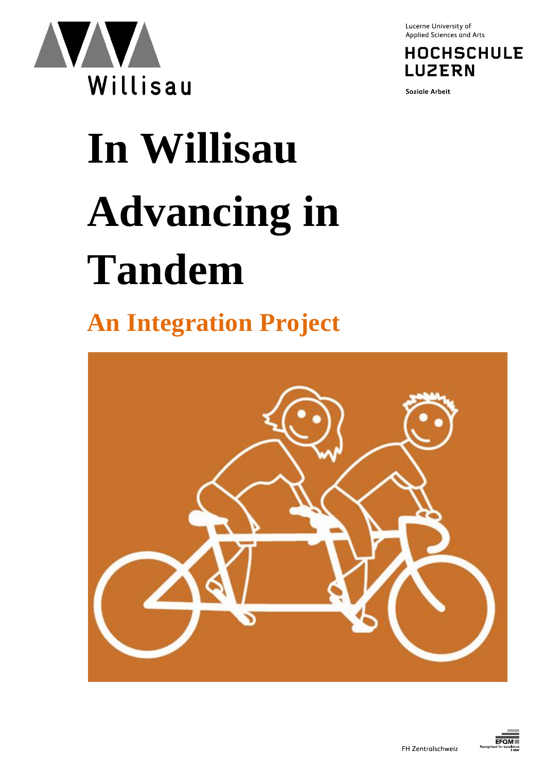Willisau

Lucerne University of Applied Sciences and Arts

HOCHSCHULE LUZERN

Soziale Arbeit

# In Willisau Advancing in Tandem

## An Integration Project

FH Zentralschweiz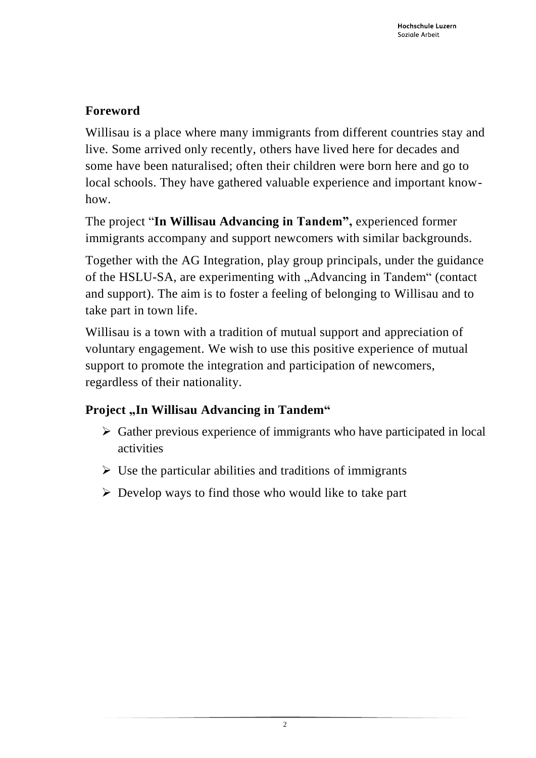## Foreword

Willisau is a place where many immigrants from different countries stay and live. Some arrived only recently, others have lived here for decades and some have been naturalised; often their children were born here and go to local schools. They have gathered valuable experience and important know-how.

The project "**In Willisau Advancing in Tandem",** experienced former immigrants accompany and support newcomers with similar backgrounds.

Together with the AG Integration, play group principals, under the guidance of the HSLU-SA, are experimenting with „Advancing in Tandem" (contact and support). The aim is to foster a feeling of belonging to Willisau and to take part in town life.

Willisau is a town with a tradition of mutual support and appreciation of voluntary engagement. We wish to use this positive experience of mutual support to promote the integration and participation of newcomers, regardless of their nationality.

## Project „In Willisau Advancing in Tandem"

- Gather previous experience of immigrants who have participated in local activities
- Use the particular abilities and traditions of immigrants
- Develop ways to find those who would like to take part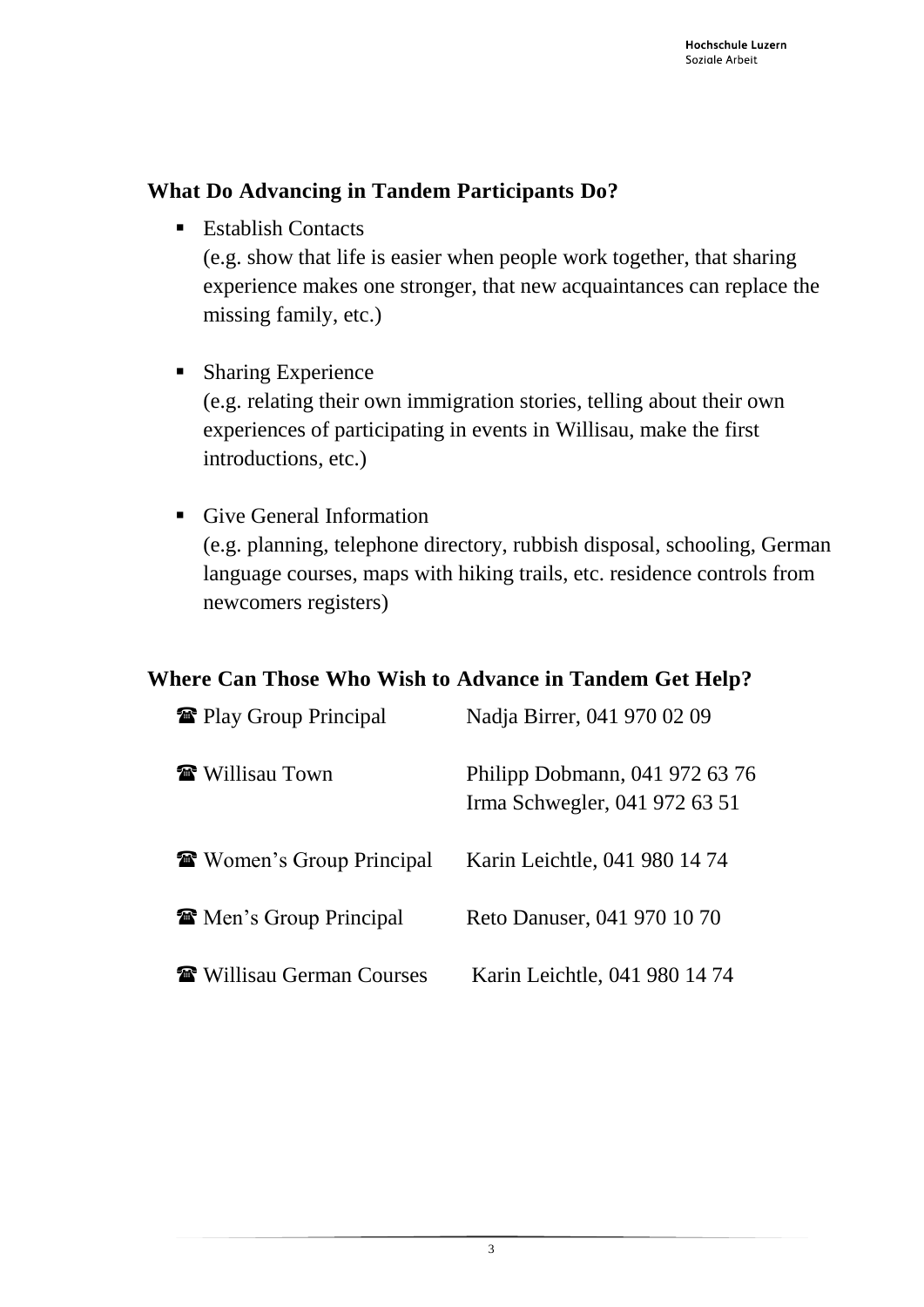## What Do Advancing in Tandem Participants Do?

- Establish Contacts
  (e.g. show that life is easier when people work together, that sharing experience makes one stronger, that new acquaintances can replace the missing family, etc.)

- Sharing Experience
  (e.g. relating their own immigration stories, telling about their own experiences of participating in events in Willisau, make the first introductions, etc.)

- Give General Information
  (e.g. planning, telephone directory, rubbish disposal, schooling, German language courses, maps with hiking trails, etc. residence controls from newcomers registers)

## Where Can Those Who Wish to Advance in Tandem Get Help?

| | |
|---|---|
| ☎ Play Group Principal | Nadja Birrer, 041 970 02 09 |
| ☎ Willisau Town | Philipp Dobmann, 041 972 63 76<br>Irma Schwegler, 041 972 63 51 |
| ☎ Women's Group Principal | Karin Leichtle, 041 980 14 74 |
| ☎ Men's Group Principal | Reto Danuser, 041 970 10 70 |
| ☎ Willisau German Courses | Karin Leichtle, 041 980 14 74 |